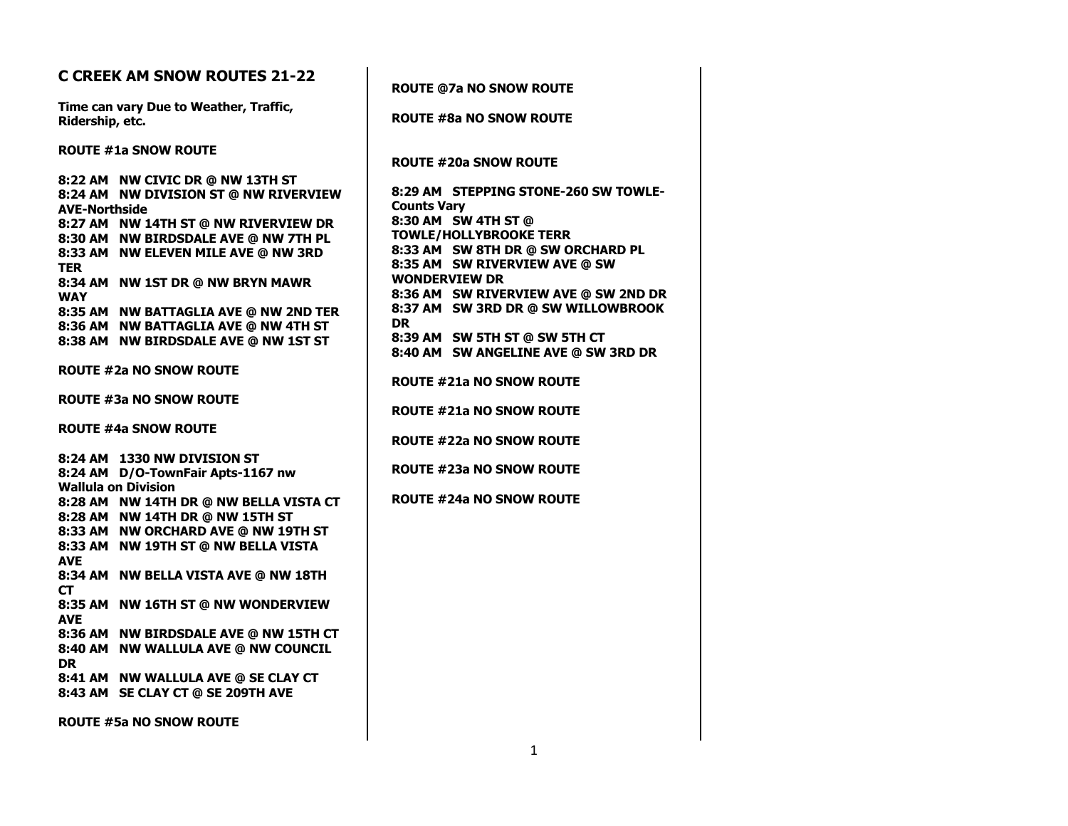## C CREEK AM SNOW ROUTES 21-22

**Time can vary Due to Weather, Traffic, Ridership, etc.**

**ROUTE #1a SNOW ROUTE**

**8:22 AM NW CIVIC DR @ NW 13TH ST**
**8:24 AM NW DIVISION ST @ NW RIVERVIEW AVE-Northside**
**8:27 AM NW 14TH ST @ NW RIVERVIEW DR**
**8:30 AM NW BIRDSDALE AVE @ NW 7TH PL**
**8:33 AM NW ELEVEN MILE AVE @ NW 3RD TER**
**8:34 AM NW 1ST DR @ NW BRYN MAWR WAY**
**8:35 AM NW BATTAGLIA AVE @ NW 2ND TER**
**8:36 AM NW BATTAGLIA AVE @ NW 4TH ST**
**8:38 AM NW BIRDSDALE AVE @ NW 1ST ST**

**ROUTE #2a NO SNOW ROUTE**

**ROUTE #3a NO SNOW ROUTE**

**ROUTE #4a SNOW ROUTE**

**8:24 AM 1330 NW DIVISION ST**
**8:24 AM D/O-TownFair Apts-1167 nw Wallula on Division**
**8:28 AM NW 14TH DR @ NW BELLA VISTA CT**
**8:28 AM NW 14TH DR @ NW 15TH ST**
**8:33 AM NW ORCHARD AVE @ NW 19TH ST**
**8:33 AM NW 19TH ST @ NW BELLA VISTA AVE**
**8:34 AM NW BELLA VISTA AVE @ NW 18TH CT**
**8:35 AM NW 16TH ST @ NW WONDERVIEW AVE**
**8:36 AM NW BIRDSDALE AVE @ NW 15TH CT**
**8:40 AM NW WALLULA AVE @ NW COUNCIL DR**
**8:41 AM NW WALLULA AVE @ SE CLAY CT**
**8:43 AM SE CLAY CT @ SE 209TH AVE**

**ROUTE #5a NO SNOW ROUTE**

**ROUTE @7a NO SNOW ROUTE**

**ROUTE #8a NO SNOW ROUTE**

**ROUTE #20a SNOW ROUTE**

**8:29 AM STEPPING STONE-260 SW TOWLE-Counts Vary**
**8:30 AM SW 4TH ST @ TOWLE/HOLLYBROOKE TERR**
**8:33 AM SW 8TH DR @ SW ORCHARD PL**
**8:35 AM SW RIVERVIEW AVE @ SW WONDERVIEW DR**
**8:36 AM SW RIVERVIEW AVE @ SW 2ND DR**
**8:37 AM SW 3RD DR @ SW WILLOWBROOK DR**
**8:39 AM SW 5TH ST @ SW 5TH CT**
**8:40 AM SW ANGELINE AVE @ SW 3RD DR**

**ROUTE #21a NO SNOW ROUTE**

**ROUTE #21a NO SNOW ROUTE**

**ROUTE #22a NO SNOW ROUTE**

**ROUTE #23a NO SNOW ROUTE**

**ROUTE #24a NO SNOW ROUTE**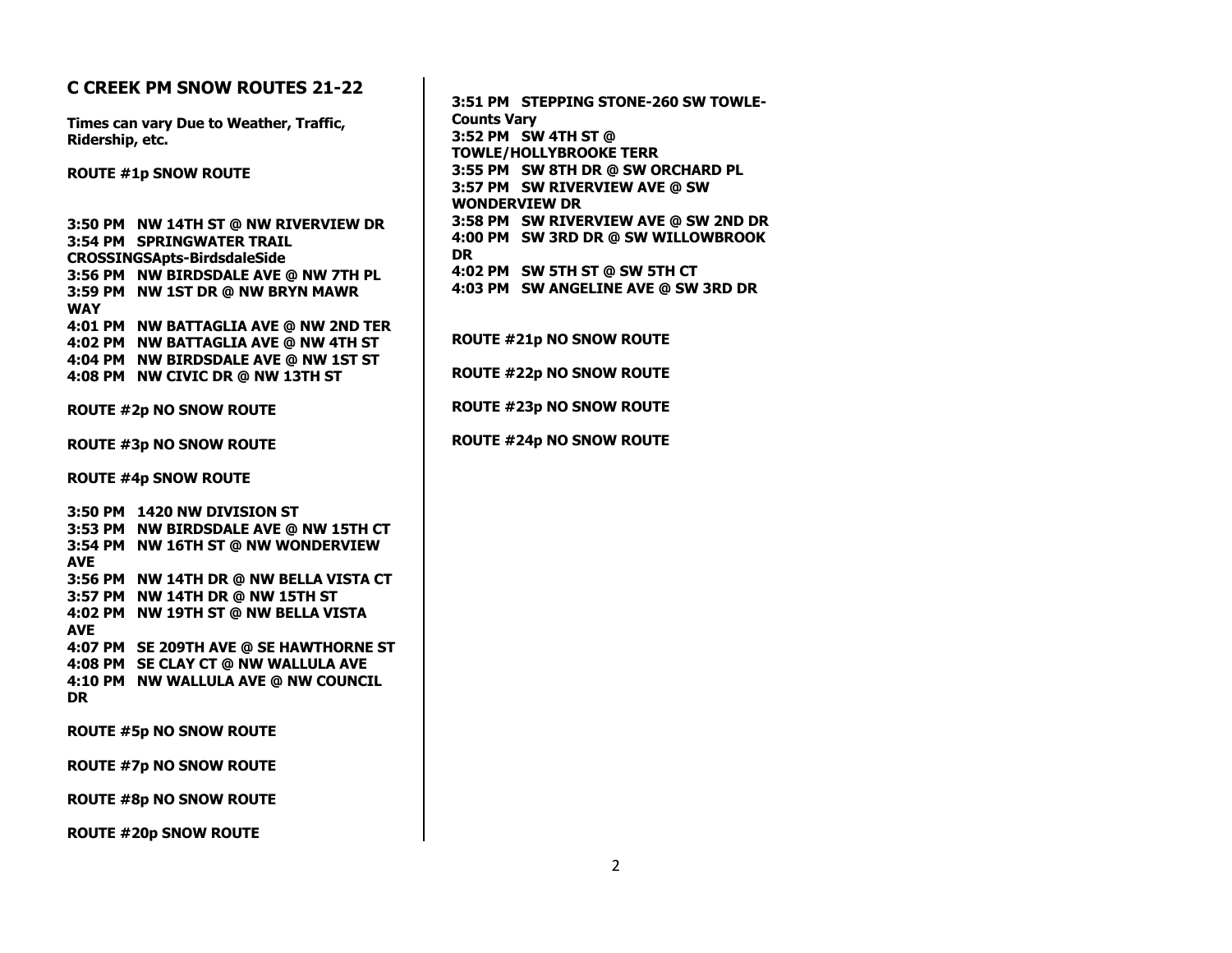## C CREEK PM SNOW ROUTES 21-22

**Times can vary Due to Weather, Traffic, Ridership, etc.**

**ROUTE #1p SNOW ROUTE**

**3:50 PM NW 14TH ST @ NW RIVERVIEW DR**
**3:54 PM SPRINGWATER TRAIL CROSSINGSApts-BirdsdaleSide**
**3:56 PM NW BIRDSDALE AVE @ NW 7TH PL**
**3:59 PM NW 1ST DR @ NW BRYN MAWR WAY**
**4:01 PM NW BATTAGLIA AVE @ NW 2ND TER**
**4:02 PM NW BATTAGLIA AVE @ NW 4TH ST**
**4:04 PM NW BIRDSDALE AVE @ NW 1ST ST**
**4:08 PM NW CIVIC DR @ NW 13TH ST**

**ROUTE #2p NO SNOW ROUTE**

**ROUTE #3p NO SNOW ROUTE**

**ROUTE #4p SNOW ROUTE**

**3:50 PM 1420 NW DIVISION ST**
**3:53 PM NW BIRDSDALE AVE @ NW 15TH CT**
**3:54 PM NW 16TH ST @ NW WONDERVIEW AVE**
**3:56 PM NW 14TH DR @ NW BELLA VISTA CT**
**3:57 PM NW 14TH DR @ NW 15TH ST**
**4:02 PM NW 19TH ST @ NW BELLA VISTA AVE**
**4:07 PM SE 209TH AVE @ SE HAWTHORNE ST**
**4:08 PM SE CLAY CT @ NW WALLULA AVE**
**4:10 PM NW WALLULA AVE @ NW COUNCIL DR**

**ROUTE #5p NO SNOW ROUTE**

**ROUTE #7p NO SNOW ROUTE**

**ROUTE #8p NO SNOW ROUTE**

**ROUTE #20p SNOW ROUTE**

**3:51 PM STEPPING STONE-260 SW TOWLE-Counts Vary**
**3:52 PM SW 4TH ST @ TOWLE/HOLLYBROOKE TERR**
**3:55 PM SW 8TH DR @ SW ORCHARD PL**
**3:57 PM SW RIVERVIEW AVE @ SW WONDERVIEW DR**
**3:58 PM SW RIVERVIEW AVE @ SW 2ND DR**
**4:00 PM SW 3RD DR @ SW WILLOWBROOK DR**
**4:02 PM SW 5TH ST @ SW 5TH CT**
**4:03 PM SW ANGELINE AVE @ SW 3RD DR**

**ROUTE #21p NO SNOW ROUTE**

**ROUTE #22p NO SNOW ROUTE**

**ROUTE #23p NO SNOW ROUTE**

**ROUTE #24p NO SNOW ROUTE**